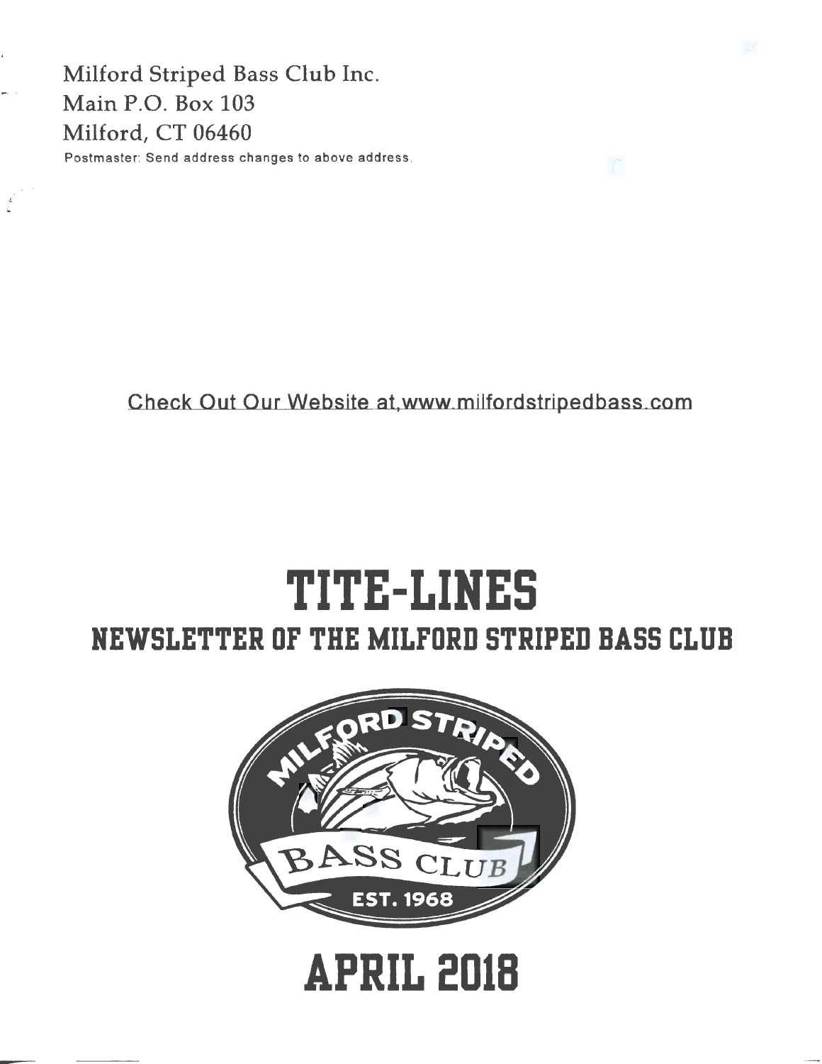Milford Striped Bass Club Inc.
Main P.O. Box 103
Milford, CT 06460

Postmaster: Send address changes to above address.

Check Out Our Website at,www.milfordstripedbass.com

# TITE-LINES

## NEWSLETTER OF THE MILFORD STRIPED BASS CLUB

MILFORD STRIPED BASS CLUB EST. 1968

# APRIL 2018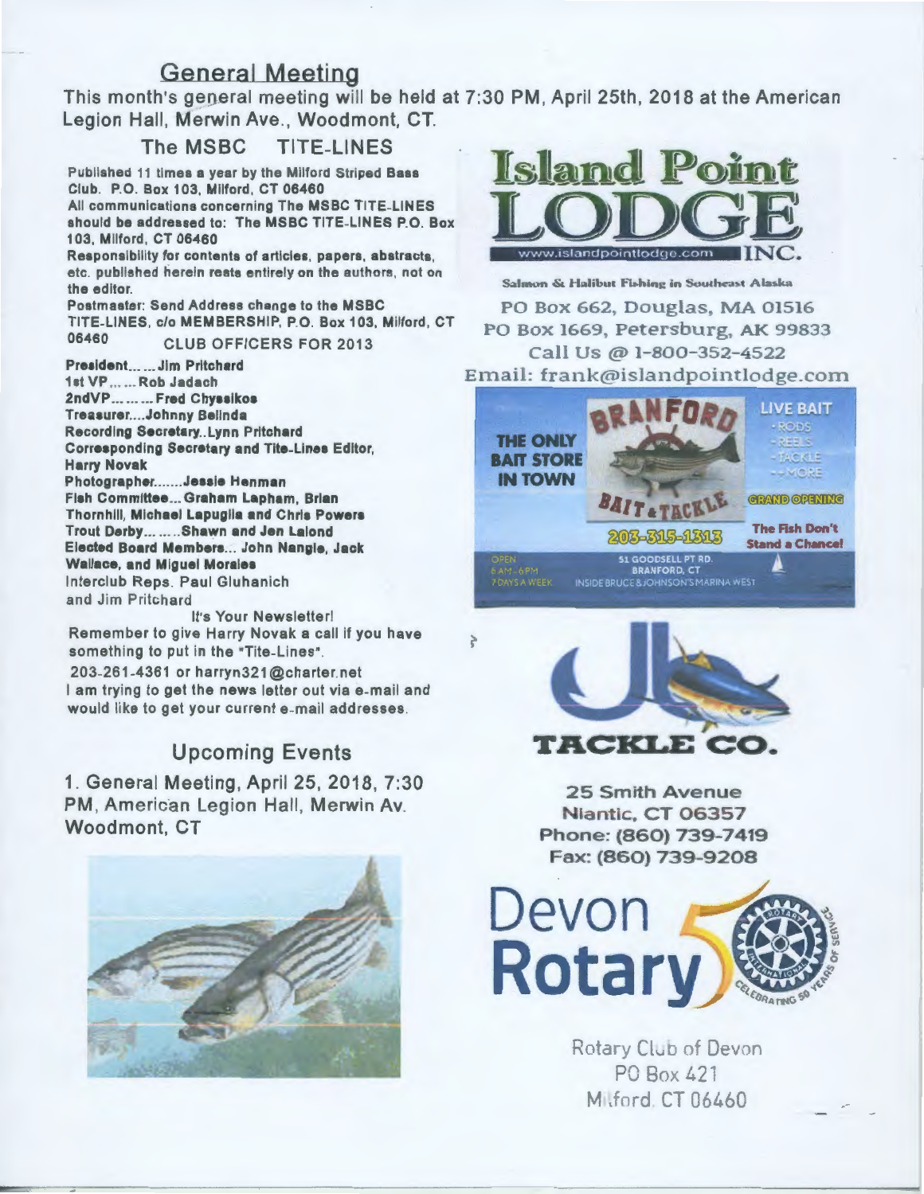## General Meeting

This month's general meeting will be held at 7:30 PM, April 25th, 2018 at the American Legion Hall, Merwin Ave., Woodmont, CT.

### The MSBC TITE-LINES

Published 11 times a year by the Milford Striped Bass Club. P.O. Box 103, Milford, CT 06460

All communications concerning The MSBC TITE-LINES should be addressed to: The MSBC TITE-LINES P.O. Box 103, Milford, CT 06460

Responsibility for contents of articles, papers, abstracts, etc. published herein rests entirely on the authors, not on the editor.

Postmaster: Send Address change to the MSBC TITE-LINES, c/o MEMBERSHIP, P.O. Box 103, Milford, CT 06460

CLUB OFFICERS FOR 2013

President...... Jim Pritchard
1st VP...... Rob Jadach
2ndVP......... Fred Chyssikos
Treasurer....Johnny Belinda
Recording Secretary..Lynn Pritchard
Corresponding Secretary and Tite-Lines Editor, Harry Novak
Photographer.......Jessie Henman
Fish Committee... Graham Lapham, Brian Thornhill, Michael Lapuglia and Chris Powers
Trout Derby.........Shawn and Jen Lalond
Elected Board Members... John Nangle, Jack Wallace, and Miguel Morales
Interclub Reps. Paul Gluhanich and Jim Pritchard

It's Your Newsletter!

Remember to give Harry Novak a call if you have something to put in the "Tite-Lines".

203-261-4361 or harryn321@charter.net

I am trying to get the news letter out via e-mail and would like to get your current e-mail addresses.

## Upcoming Events

1. General Meeting, April 25, 2018, 7:30 PM, American Legion Hall, Merwin Av. Woodmont, CT

**Island Point LODGE INC.**
www.islandpointlodge.com
Salmon & Halibut Fishing in Southeast Alaska
PO Box 662, Douglas, MA 01516
PO Box 1669, Petersburg, AK 99833
Call Us @ 1-800-352-4522
Email: frank@islandpointlodge.com

**BRANFORD BAIT & TACKLE**
THE ONLY BAIT STORE IN TOWN
LIVE BAIT - RODS - REELS - TACKLE - MORE
GRAND OPENING
203-315-1313
The Fish Don't Stand a Chance!
OPEN 6 AM - 6 PM 7 DAYS A WEEK
51 GOODSELL PT RD. BRANFORD, CT
INSIDE BRUCE & JOHNSON'S MARINA WEST

**J&B TACKLE CO.**
25 Smith Avenue
Niantic, CT 06357
Phone: (860) 739-7419
Fax: (860) 739-9208

**Devon Rotary**
Celebrating 50 Years of Service
Rotary Club of Devon
PO Box 421
Milford, CT 06460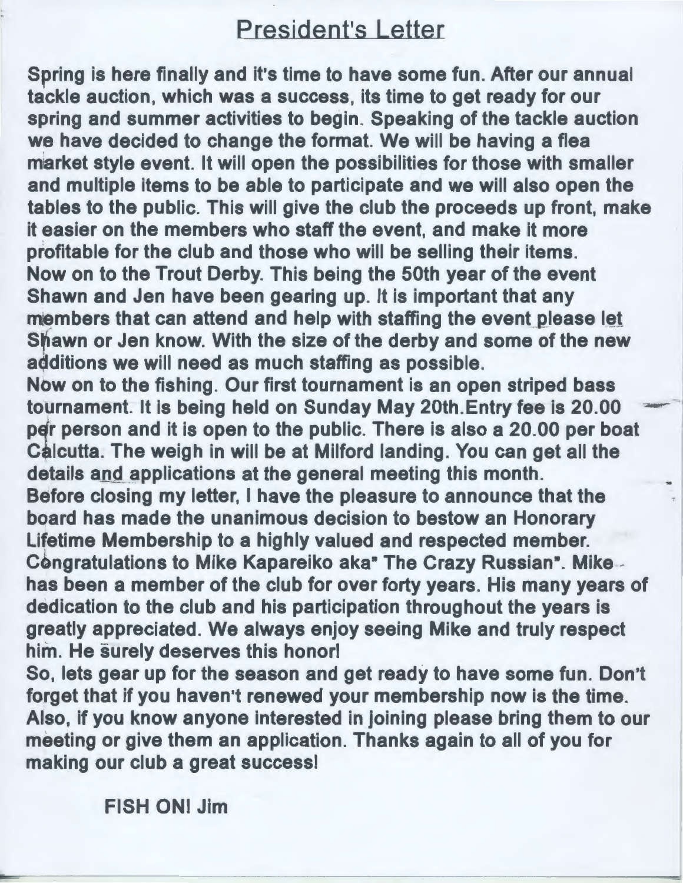# President's Letter

**Spring is here finally and it's time to have some fun. After our annual tackle auction, which was a success, its time to get ready for our spring and summer activities to begin. Speaking of the tackle auction we have decided to change the format. We will be having a flea market style event. It will open the possibilities for those with smaller and multiple items to be able to participate and we will also open the tables to the public. This will give the club the proceeds up front, make it easier on the members who staff the event, and make it more profitable for the club and those who will be selling their items.**
**Now on to the Trout Derby. This being the 50th year of the event Shawn and Jen have been gearing up. It is important that any members that can attend and help with staffing the event please let Shawn or Jen know. With the size of the derby and some of the new additions we will need as much staffing as possible.**
**Now on to the fishing. Our first tournament is an open striped bass tournament. It is being held on Sunday May 20th.Entry fee is 20.00 per person and it is open to the public. There is also a 20.00 per boat Calcutta. The weigh in will be at Milford landing. You can get all the details and applications at the general meeting this month.**
**Before closing my letter, I have the pleasure to announce that the board has made the unanimous decision to bestow an Honorary Lifetime Membership to a highly valued and respected member. Congratulations to Mike Kapareiko aka" The Crazy Russian". Mike has been a member of the club for over forty years. His many years of dedication to the club and his participation throughout the years is greatly appreciated. We always enjoy seeing Mike and truly respect him. He surely deserves this honor!**
**So, lets gear up for the season and get ready to have some fun. Don't forget that if you haven't renewed your membership now is the time. Also, if you know anyone interested in joining please bring them to our meeting or give them an application. Thanks again to all of you for making our club a great success!**

**FISH ON! Jim**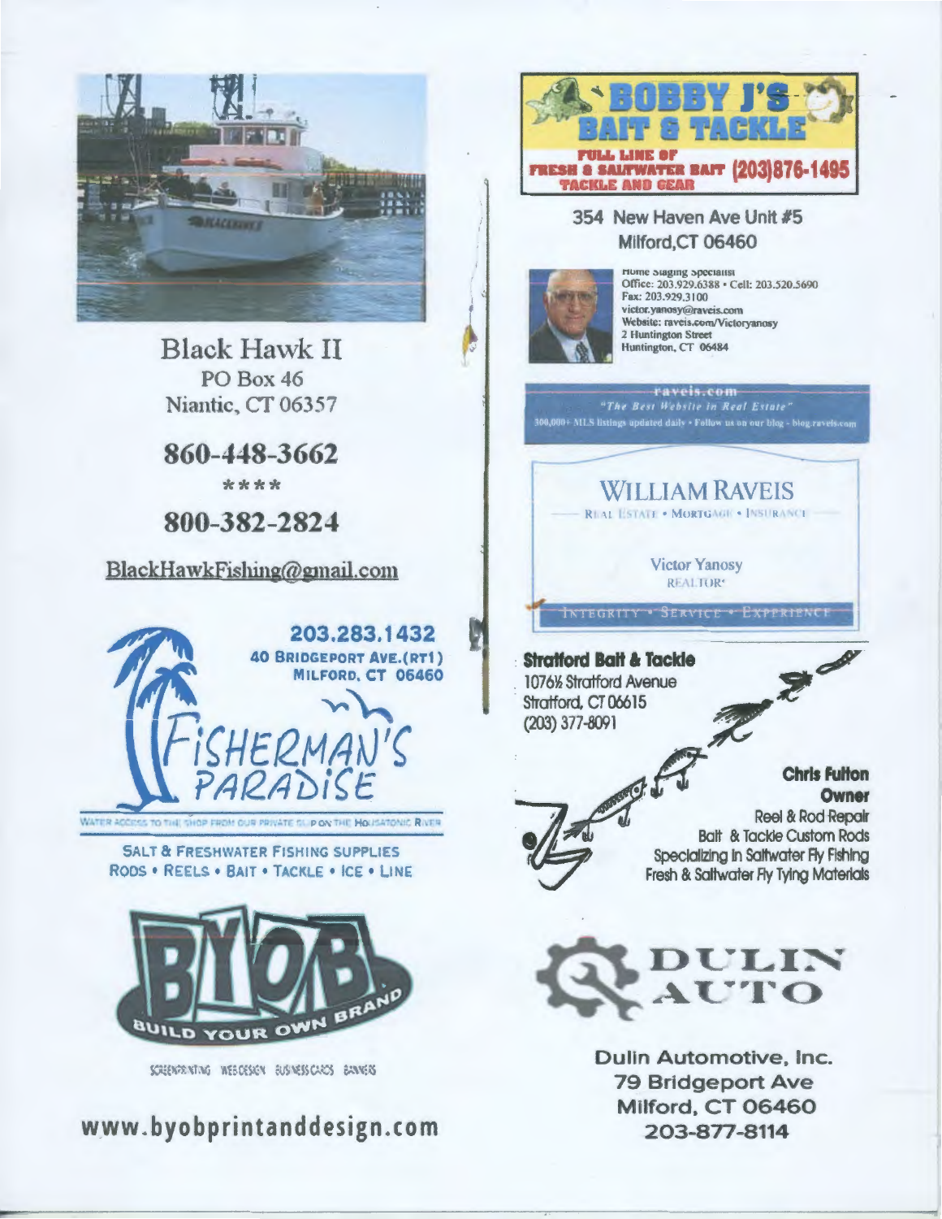## Black Hawk II

PO Box 46
Niantic, CT 06357

**860-448-3662**

\*\*\*\*

**800-382-2824**

BlackHawkFishing@gmail.com

---

**203.283.1432**
**40 BRIDGEPORT AVE.(RT1)**
**MILFORD, CT 06460**

## FISHERMAN'S PARADISE

WATER ACCESS TO THE SHOP FROM OUR PRIVATE SLIP ON THE HOUSATONIC RIVER

SALT & FRESHWATER FISHING SUPPLIES
RODS • REELS • BAIT • TACKLE • ICE • LINE

---

## BYOB

BUILD YOUR OWN BRAND

SCREENPRINTING WEB DESIGN BUSINESS CARDS BANNERS

**www.byobprintanddesign.com**

---

## BOBBY J'S BAIT & TACKLE

FULL LINE OF FRESH & SALTWATER BAIT TACKLE AND GEAR **(203)876-1495**

354 New Haven Ave Unit #5
Milford,CT 06460

---

Home Staging Specialist
Office: 203.929.6388 • Cell: 203.520.5690
Fax: 203.929.3100
victor.yanosy@raveis.com
Website: raveis.com/Victoryanosy
2 Huntington Street
Huntington, CT 06484

raveis.com
"The Best Website in Real Estate"
300,000+ MLS listings updated daily • Follow us on our blog - blog.raveis.com

## WILLIAM RAVEIS

REAL ESTATE • MORTGAGE • INSURANCE

Victor Yanosy
REALTOR®

INTEGRITY • SERVICE • EXPERIENCE

---

**Stratford Bait & Tackle**
1076½ Stratford Avenue
Stratford, CT 06615
(203) 377-8091

**Chris Fulton**
**Owner**
Reel & Rod Repair
Bait & Tackle Custom Rods
Specializing in Saltwater Fly Fishing
Fresh & Saltwater Fly Tying Materials

---

## DULIN AUTO

Dulin Automotive, Inc.
79 Bridgeport Ave
Milford, CT 06460
203-877-8114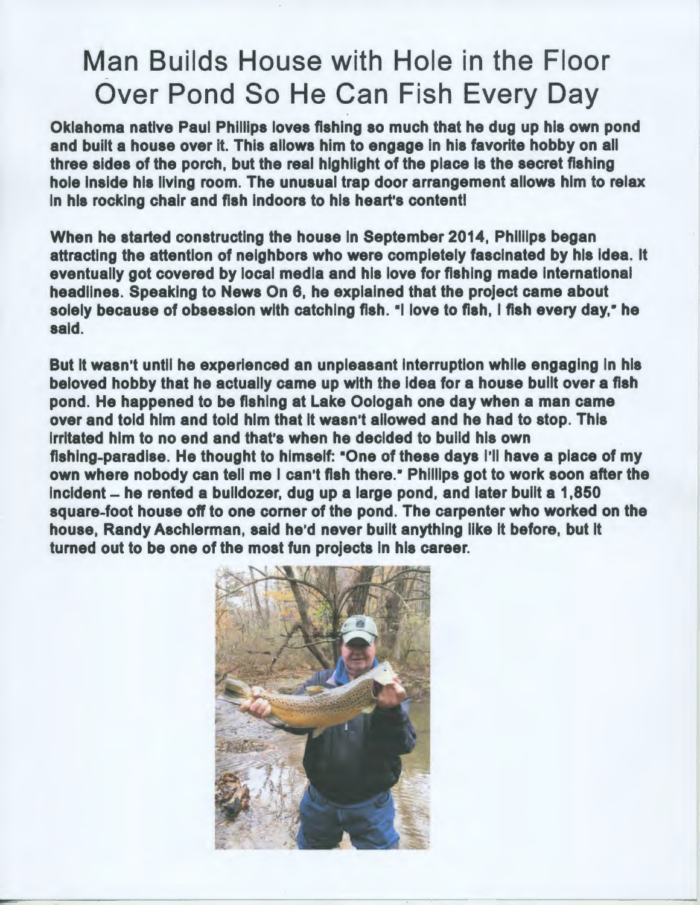# Man Builds House with Hole in the Floor Over Pond So He Can Fish Every Day

**Oklahoma native Paul Phillips loves fishing so much that he dug up his own pond and built a house over it. This allows him to engage in his favorite hobby on all three sides of the porch, but the real highlight of the place is the secret fishing hole inside his living room. The unusual trap door arrangement allows him to relax in his rocking chair and fish indoors to his heart's content!**

**When he started constructing the house in September 2014, Phillips began attracting the attention of neighbors who were completely fascinated by his idea. It eventually got covered by local media and his love for fishing made international headlines. Speaking to News On 6, he explained that the project came about solely because of obsession with catching fish. "I love to fish, I fish every day," he said.**

**But it wasn't until he experienced an unpleasant interruption while engaging in his beloved hobby that he actually came up with the idea for a house built over a fish pond. He happened to be fishing at Lake Oologah one day when a man came over and told him and told him that it wasn't allowed and he had to stop. This irritated him to no end and that's when he decided to build his own fishing-paradise. He thought to himself: "One of these days I'll have a place of my own where nobody can tell me I can't fish there." Phillips got to work soon after the incident – he rented a bulldozer, dug up a large pond, and later built a 1,850 square-foot house off to one corner of the pond. The carpenter who worked on the house, Randy Aschlerman, said he'd never built anything like it before, but it turned out to be one of the most fun projects in his career.**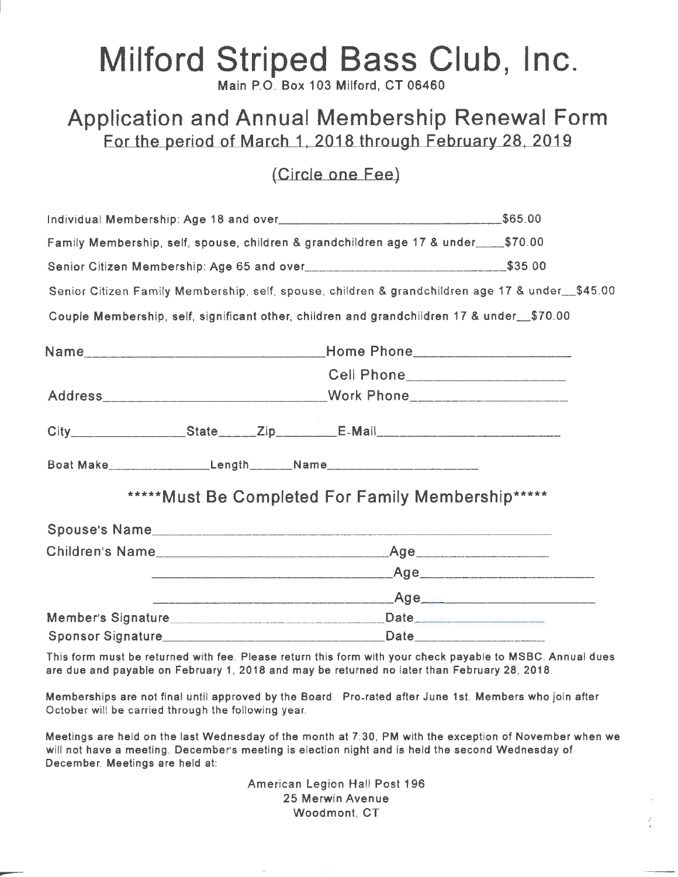# Milford Striped Bass Club, Inc.

Main P.O. Box 103 Milford, CT 06460

## Application and Annual Membership Renewal Form

For the period of March 1, 2018 through February 28, 2019

(Circle one Fee)

Individual Membership: Age 18 and over________________________________$65.00

Family Membership, self, spouse, children & grandchildren age 17 & under____$70.00

Senior Citizen Membership: Age 65 and over____________________________$35.00

Senior Citizen Family Membership, self, spouse, children & grandchildren age 17 & under__$45.00

Couple Membership, self, significant other, children and grandchildren 17 & under__$70.00

Name_______________________________Home Phone____________________

Cell Phone____________________

Address_____________________________Work Phone____________________

City________________State______Zip_________E-Mail__________________________

Boat Make________________Length______Name______________________

### *****Must Be Completed For Family Membership*****

Spouse's Name_____________________________________________________

Children's Name________________________________Age__________________

________________________________Age________________________

________________________________Age________________________

Member's Signature________________________________Date__________________

Sponsor Signature_________________________________Date__________________

This form must be returned with fee. Please return this form with your check payable to MSBC. Annual dues are due and payable on February 1, 2018 and may be returned no later than February 28, 2018.

Memberships are not final until approved by the Board. Pro-rated after June 1st. Members who join after October will be carried through the following year.

Meetings are held on the last Wednesday of the month at 7:30, PM with the exception of November when we will not have a meeting. December's meeting is election night and is held the second Wednesday of December. Meetings are held at:

American Legion Hall Post 196
25 Merwin Avenue
Woodmont, CT